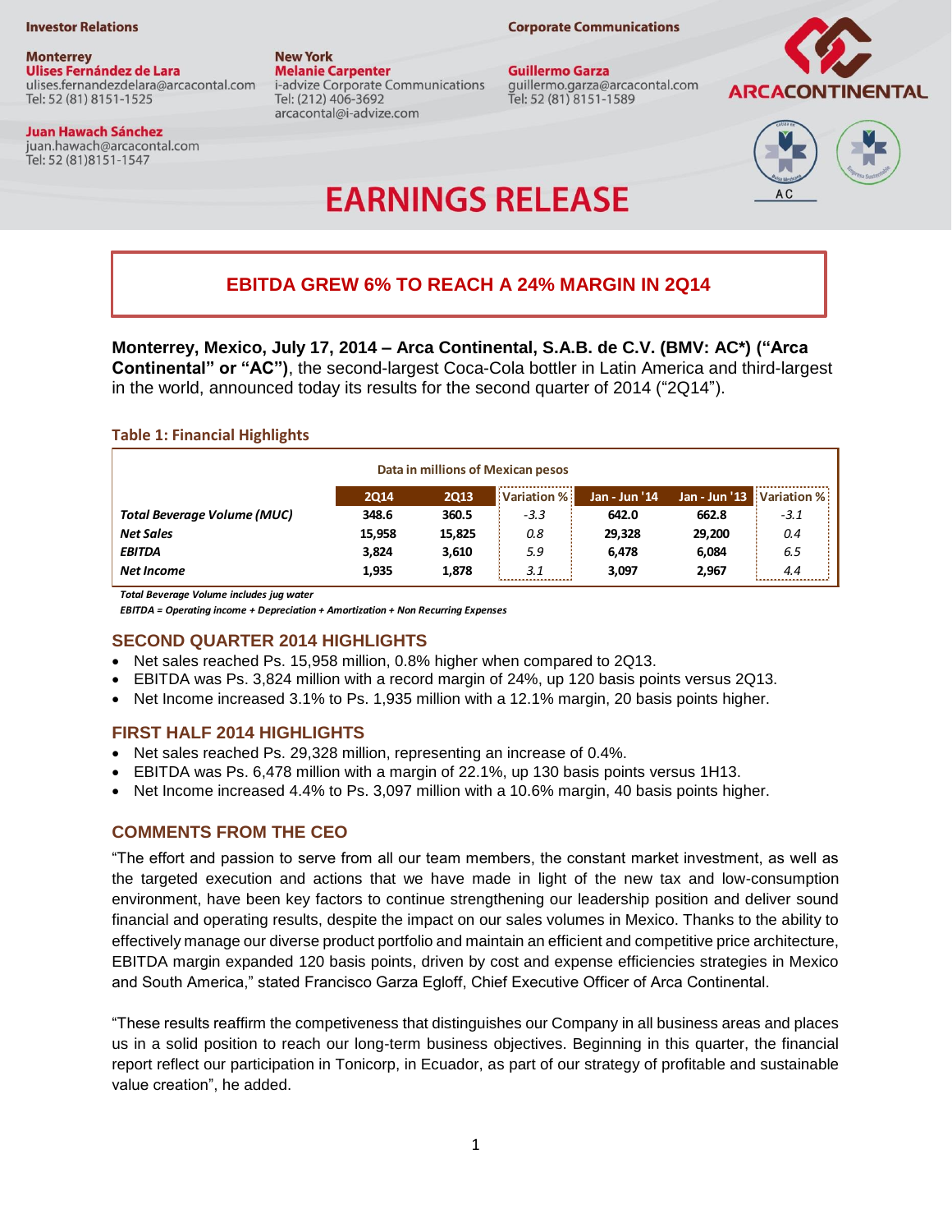**Investor Relations**

**Monterrey**
**Ulises Fernández de Lara**
ulises.fernandezdelara@arcacontal.com
Tel: 52 (81) 8151-1525

**Juan Hawach Sánchez**
juan.hawach@arcacontal.com
Tel: 52 (81)8151-1547

**New York**
**Melanie Carpenter**
i-advize Corporate Communications
Tel: (212) 406-3692
arcacontal@i-advize.com

**Corporate Communications**

**Guillermo Garza**
guillermo.garza@arcacontal.com
Tel: 52 (81) 8151-1589

ARCACONTINENTAL

# EARNINGS RELEASE

## EBITDA GREW 6% TO REACH A 24% MARGIN IN 2Q14

**Monterrey, Mexico, July 17, 2014 – Arca Continental, S.A.B. de C.V. (BMV: AC*) ("Arca Continental" or "AC")**, the second-largest Coca-Cola bottler in Latin America and third-largest in the world, announced today its results for the second quarter of 2014 ("2Q14").

**Table 1: Financial Highlights**

| Data in millions of Mexican pesos | 2Q14 | 2Q13 | Variation % | Jan - Jun '14 | Jan - Jun '13 | Variation % |
|---|---|---|---|---|---|---|
| ***Total Beverage Volume (MUC)*** | **348.6** | **360.5** | *-3.3* | **642.0** | **662.8** | *-3.1* |
| ***Net Sales*** | **15,958** | **15,825** | *0.8* | **29,328** | **29,200** | *0.4* |
| ***EBITDA*** | **3,824** | **3,610** | *5.9* | **6,478** | **6,084** | *6.5* |
| ***Net Income*** | **1,935** | **1,878** | *3.1* | **3,097** | **2,967** | *4.4* |

***Total Beverage Volume includes jug water***
***EBITDA = Operating income + Depreciation + Amortization + Non Recurring Expenses***

## SECOND QUARTER 2014 HIGHLIGHTS

- Net sales reached Ps. 15,958 million, 0.8% higher when compared to 2Q13.
- EBITDA was Ps. 3,824 million with a record margin of 24%, up 120 basis points versus 2Q13.
- Net Income increased 3.1% to Ps. 1,935 million with a 12.1% margin, 20 basis points higher.

## FIRST HALF 2014 HIGHLIGHTS

- Net sales reached Ps. 29,328 million, representing an increase of 0.4%.
- EBITDA was Ps. 6,478 million with a margin of 22.1%, up 130 basis points versus 1H13.
- Net Income increased 4.4% to Ps. 3,097 million with a 10.6% margin, 40 basis points higher.

## COMMENTS FROM THE CEO

"The effort and passion to serve from all our team members, the constant market investment, as well as the targeted execution and actions that we have made in light of the new tax and low-consumption environment, have been key factors to continue strengthening our leadership position and deliver sound financial and operating results, despite the impact on our sales volumes in Mexico. Thanks to the ability to effectively manage our diverse product portfolio and maintain an efficient and competitive price architecture, EBITDA margin expanded 120 basis points, driven by cost and expense efficiencies strategies in Mexico and South America," stated Francisco Garza Egloff, Chief Executive Officer of Arca Continental.

"These results reaffirm the competiveness that distinguishes our Company in all business areas and places us in a solid position to reach our long-term business objectives. Beginning in this quarter, the financial report reflect our participation in Tonicorp, in Ecuador, as part of our strategy of profitable and sustainable value creation", he added.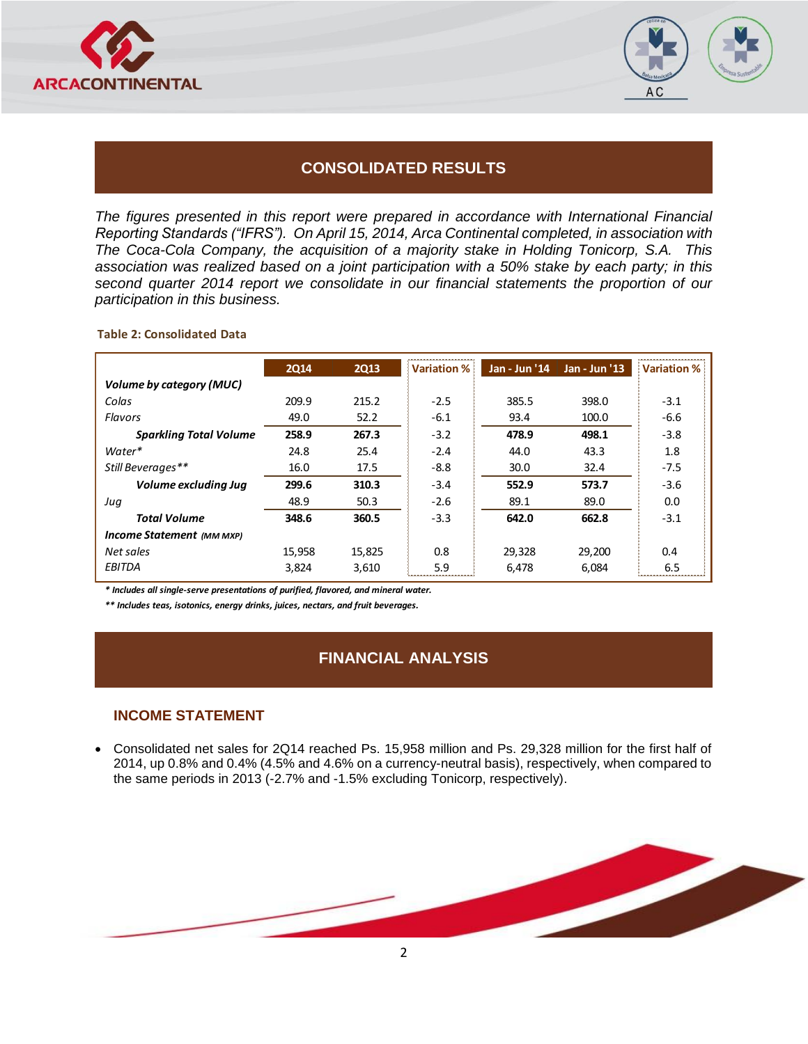## CONSOLIDATED RESULTS

*The figures presented in this report were prepared in accordance with International Financial Reporting Standards ("IFRS"). On April 15, 2014, Arca Continental completed, in association with The Coca-Cola Company, the acquisition of a majority stake in Holding Tonicorp, S.A. This association was realized based on a joint participation with a 50% stake by each party; in this second quarter 2014 report we consolidate in our financial statements the proportion of our participation in this business.*

**Table 2: Consolidated Data**

| | 2Q14 | 2Q13 | Variation % | Jan - Jun '14 | Jan - Jun '13 | Variation % |
|---|---|---|---|---|---|---|
| ***Volume by category (MUC)*** | | | | | | |
| *Colas* | 209.9 | 215.2 | -2.5 | 385.5 | 398.0 | -3.1 |
| *Flavors* | 49.0 | 52.2 | -6.1 | 93.4 | 100.0 | -6.6 |
| ***Sparkling Total Volume*** | **258.9** | **267.3** | -3.2 | **478.9** | **498.1** | -3.8 |
| *Water** | 24.8 | 25.4 | -2.4 | 44.0 | 43.3 | 1.8 |
| *Still Beverages*** | 16.0 | 17.5 | -8.8 | 30.0 | 32.4 | -7.5 |
| ***Volume excluding Jug*** | **299.6** | **310.3** | -3.4 | **552.9** | **573.7** | -3.6 |
| *Jug* | 48.9 | 50.3 | -2.6 | 89.1 | 89.0 | 0.0 |
| ***Total Volume*** | **348.6** | **360.5** | -3.3 | **642.0** | **662.8** | -3.1 |
| ***Income Statement** (MM MXP)* | | | | | | |
| *Net sales* | 15,958 | 15,825 | 0.8 | 29,328 | 29,200 | 0.4 |
| *EBITDA* | 3,824 | 3,610 | 5.9 | 6,478 | 6,084 | 6.5 |

***** Includes all single-serve presentations of purified, flavored, and mineral water.***

****** Includes teas, isotonics, energy drinks, juices, nectars, and fruit beverages.***

## FINANCIAL ANALYSIS

### INCOME STATEMENT

- Consolidated net sales for 2Q14 reached Ps. 15,958 million and Ps. 29,328 million for the first half of 2014, up 0.8% and 0.4% (4.5% and 4.6% on a currency-neutral basis), respectively, when compared to the same periods in 2013 (-2.7% and -1.5% excluding Tonicorp, respectively).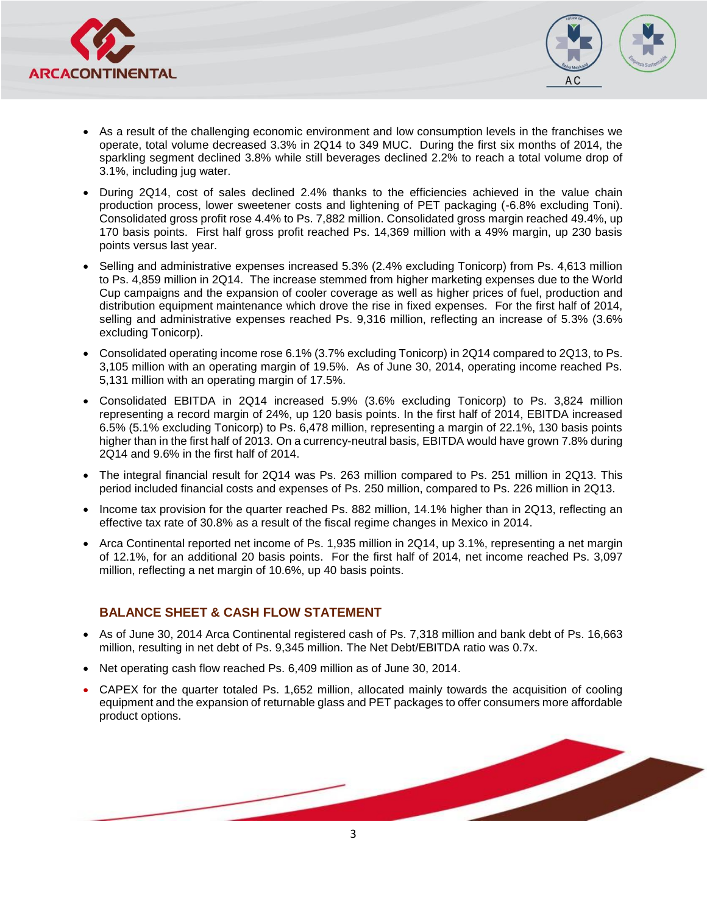- As a result of the challenging economic environment and low consumption levels in the franchises we operate, total volume decreased 3.3% in 2Q14 to 349 MUC. During the first six months of 2014, the sparkling segment declined 3.8% while still beverages declined 2.2% to reach a total volume drop of 3.1%, including jug water.
- During 2Q14, cost of sales declined 2.4% thanks to the efficiencies achieved in the value chain production process, lower sweetener costs and lightening of PET packaging (-6.8% excluding Toni). Consolidated gross profit rose 4.4% to Ps. 7,882 million. Consolidated gross margin reached 49.4%, up 170 basis points. First half gross profit reached Ps. 14,369 million with a 49% margin, up 230 basis points versus last year.
- Selling and administrative expenses increased 5.3% (2.4% excluding Tonicorp) from Ps. 4,613 million to Ps. 4,859 million in 2Q14. The increase stemmed from higher marketing expenses due to the World Cup campaigns and the expansion of cooler coverage as well as higher prices of fuel, production and distribution equipment maintenance which drove the rise in fixed expenses. For the first half of 2014, selling and administrative expenses reached Ps. 9,316 million, reflecting an increase of 5.3% (3.6% excluding Tonicorp).
- Consolidated operating income rose 6.1% (3.7% excluding Tonicorp) in 2Q14 compared to 2Q13, to Ps. 3,105 million with an operating margin of 19.5%. As of June 30, 2014, operating income reached Ps. 5,131 million with an operating margin of 17.5%.
- Consolidated EBITDA in 2Q14 increased 5.9% (3.6% excluding Tonicorp) to Ps. 3,824 million representing a record margin of 24%, up 120 basis points. In the first half of 2014, EBITDA increased 6.5% (5.1% excluding Tonicorp) to Ps. 6,478 million, representing a margin of 22.1%, 130 basis points higher than in the first half of 2013. On a currency-neutral basis, EBITDA would have grown 7.8% during 2Q14 and 9.6% in the first half of 2014.
- The integral financial result for 2Q14 was Ps. 263 million compared to Ps. 251 million in 2Q13. This period included financial costs and expenses of Ps. 250 million, compared to Ps. 226 million in 2Q13.
- Income tax provision for the quarter reached Ps. 882 million, 14.1% higher than in 2Q13, reflecting an effective tax rate of 30.8% as a result of the fiscal regime changes in Mexico in 2014.
- Arca Continental reported net income of Ps. 1,935 million in 2Q14, up 3.1%, representing a net margin of 12.1%, for an additional 20 basis points. For the first half of 2014, net income reached Ps. 3,097 million, reflecting a net margin of 10.6%, up 40 basis points.

## BALANCE SHEET & CASH FLOW STATEMENT

- As of June 30, 2014 Arca Continental registered cash of Ps. 7,318 million and bank debt of Ps. 16,663 million, resulting in net debt of Ps. 9,345 million. The Net Debt/EBITDA ratio was 0.7x.
- Net operating cash flow reached Ps. 6,409 million as of June 30, 2014.
- CAPEX for the quarter totaled Ps. 1,652 million, allocated mainly towards the acquisition of cooling equipment and the expansion of returnable glass and PET packages to offer consumers more affordable product options.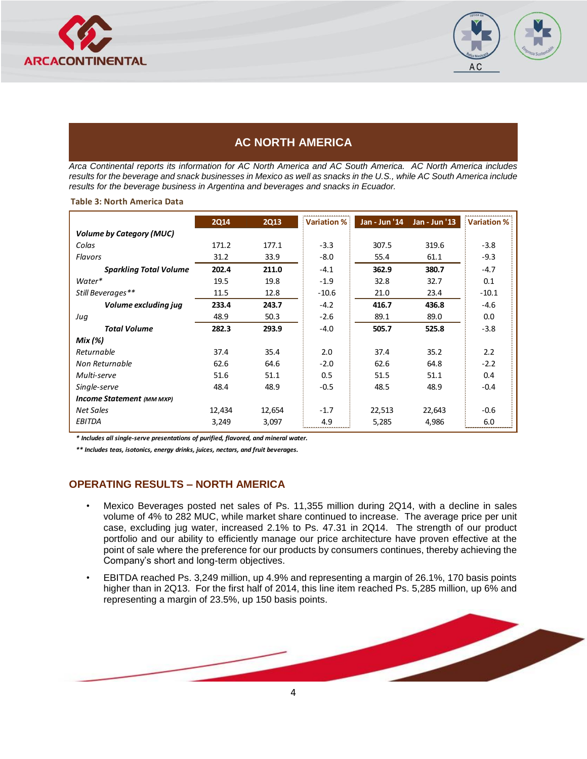## AC NORTH AMERICA

*Arca Continental reports its information for AC North America and AC South America. AC North America includes results for the beverage and snack businesses in Mexico as well as snacks in the U.S., while AC South America include results for the beverage business in Argentina and beverages and snacks in Ecuador.*

**Table 3: North America Data**

| | 2Q14 | 2Q13 | Variation % | Jan - Jun '14 | Jan - Jun '13 | Variation % |
|---|---|---|---|---|---|---|
| ***Volume by Category (MUC)*** | | | | | | |
| *Colas* | 171.2 | 177.1 | -3.3 | 307.5 | 319.6 | -3.8 |
| *Flavors* | 31.2 | 33.9 | -8.0 | 55.4 | 61.1 | -9.3 |
| ***Sparkling Total Volume*** | **202.4** | **211.0** | -4.1 | **362.9** | **380.7** | -4.7 |
| *Water** | 19.5 | 19.8 | -1.9 | 32.8 | 32.7 | 0.1 |
| *Still Beverages*** | 11.5 | 12.8 | -10.6 | 21.0 | 23.4 | -10.1 |
| ***Volume excluding jug*** | **233.4** | **243.7** | -4.2 | **416.7** | **436.8** | -4.6 |
| *Jug* | 48.9 | 50.3 | -2.6 | 89.1 | 89.0 | 0.0 |
| ***Total Volume*** | **282.3** | **293.9** | -4.0 | **505.7** | **525.8** | -3.8 |
| ***Mix (%)*** | | | | | | |
| *Returnable* | 37.4 | 35.4 | 2.0 | 37.4 | 35.2 | 2.2 |
| *Non Returnable* | 62.6 | 64.6 | -2.0 | 62.6 | 64.8 | -2.2 |
| *Multi-serve* | 51.6 | 51.1 | 0.5 | 51.5 | 51.1 | 0.4 |
| *Single-serve* | 48.4 | 48.9 | -0.5 | 48.5 | 48.9 | -0.4 |
| ***Income Statement** (MM MXP)* | | | | | | |
| *Net Sales* | 12,434 | 12,654 | -1.7 | 22,513 | 22,643 | -0.6 |
| *EBITDA* | 3,249 | 3,097 | 4.9 | 5,285 | 4,986 | 6.0 |

***** Includes all single-serve presentations of purified, flavored, and mineral water.*

***** Includes teas, isotonics, energy drinks, juices, nectars, and fruit beverages.*

## OPERATING RESULTS – NORTH AMERICA

- Mexico Beverages posted net sales of Ps. 11,355 million during 2Q14, with a decline in sales volume of 4% to 282 MUC, while market share continued to increase. The average price per unit case, excluding jug water, increased 2.1% to Ps. 47.31 in 2Q14. The strength of our product portfolio and our ability to efficiently manage our price architecture have proven effective at the point of sale where the preference for our products by consumers continues, thereby achieving the Company's short and long-term objectives.
- EBITDA reached Ps. 3,249 million, up 4.9% and representing a margin of 26.1%, 170 basis points higher than in 2Q13. For the first half of 2014, this line item reached Ps. 5,285 million, up 6% and representing a margin of 23.5%, up 150 basis points.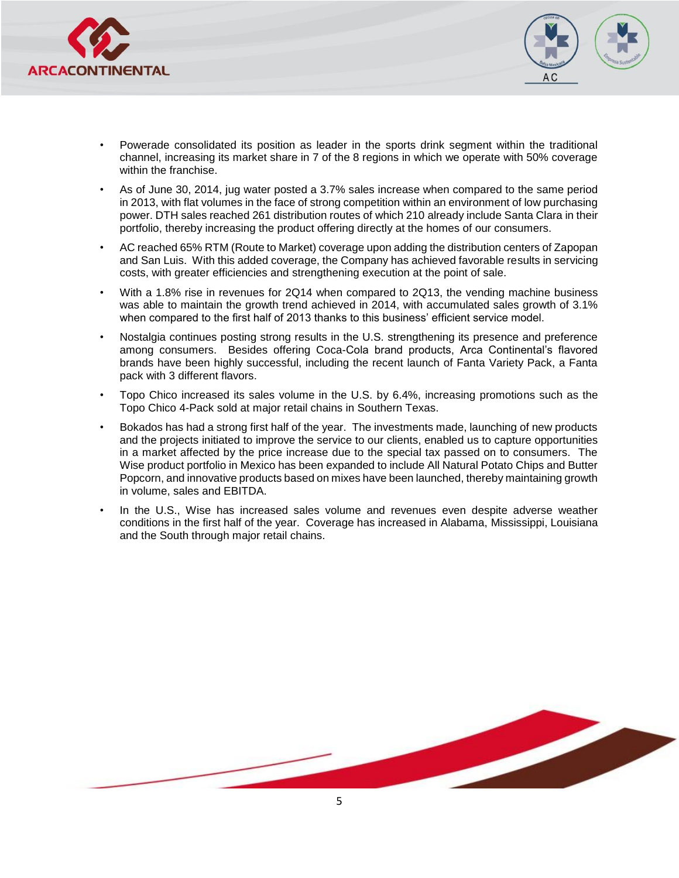- Powerade consolidated its position as leader in the sports drink segment within the traditional channel, increasing its market share in 7 of the 8 regions in which we operate with 50% coverage within the franchise.
- As of June 30, 2014, jug water posted a 3.7% sales increase when compared to the same period in 2013, with flat volumes in the face of strong competition within an environment of low purchasing power. DTH sales reached 261 distribution routes of which 210 already include Santa Clara in their portfolio, thereby increasing the product offering directly at the homes of our consumers.
- AC reached 65% RTM (Route to Market) coverage upon adding the distribution centers of Zapopan and San Luis. With this added coverage, the Company has achieved favorable results in servicing costs, with greater efficiencies and strengthening execution at the point of sale.
- With a 1.8% rise in revenues for 2Q14 when compared to 2Q13, the vending machine business was able to maintain the growth trend achieved in 2014, with accumulated sales growth of 3.1% when compared to the first half of 2013 thanks to this business' efficient service model.
- Nostalgia continues posting strong results in the U.S. strengthening its presence and preference among consumers. Besides offering Coca-Cola brand products, Arca Continental's flavored brands have been highly successful, including the recent launch of Fanta Variety Pack, a Fanta pack with 3 different flavors.
- Topo Chico increased its sales volume in the U.S. by 6.4%, increasing promotions such as the Topo Chico 4-Pack sold at major retail chains in Southern Texas.
- Bokados has had a strong first half of the year. The investments made, launching of new products and the projects initiated to improve the service to our clients, enabled us to capture opportunities in a market affected by the price increase due to the special tax passed on to consumers. The Wise product portfolio in Mexico has been expanded to include All Natural Potato Chips and Butter Popcorn, and innovative products based on mixes have been launched, thereby maintaining growth in volume, sales and EBITDA.
- In the U.S., Wise has increased sales volume and revenues even despite adverse weather conditions in the first half of the year. Coverage has increased in Alabama, Mississippi, Louisiana and the South through major retail chains.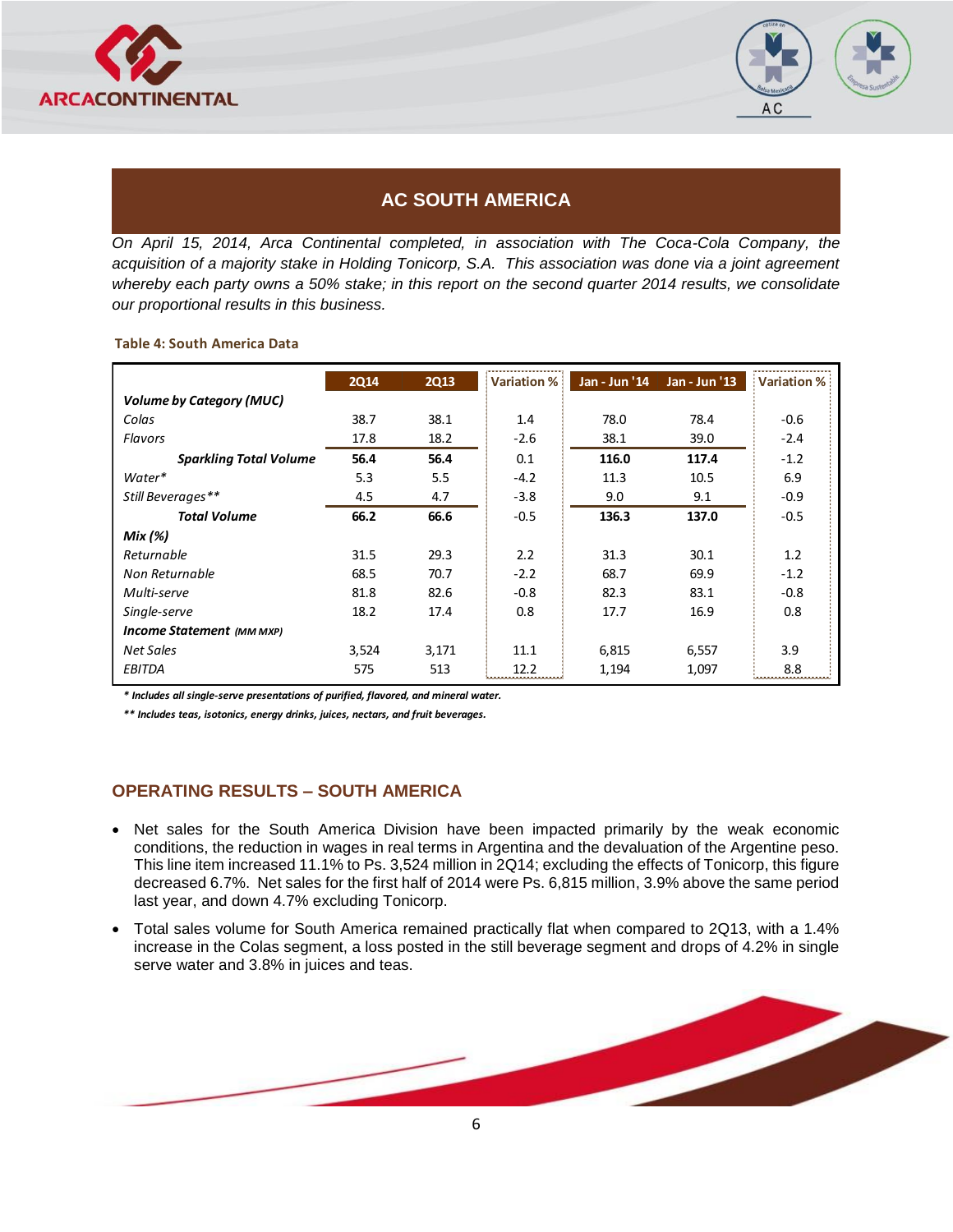## AC SOUTH AMERICA

*On April 15, 2014, Arca Continental completed, in association with The Coca-Cola Company, the acquisition of a majority stake in Holding Tonicorp, S.A. This association was done via a joint agreement whereby each party owns a 50% stake; in this report on the second quarter 2014 results, we consolidate our proportional results in this business.*

**Table 4: South America Data**

| | 2Q14 | 2Q13 | Variation % | Jan - Jun '14 | Jan - Jun '13 | Variation % |
|---|---|---|---|---|---|---|
| ***Volume by Category (MUC)*** | | | | | | |
| *Colas* | 38.7 | 38.1 | 1.4 | 78.0 | 78.4 | -0.6 |
| *Flavors* | 17.8 | 18.2 | -2.6 | 38.1 | 39.0 | -2.4 |
| ***Sparkling Total Volume*** | **56.4** | **56.4** | 0.1 | **116.0** | **117.4** | -1.2 |
| *Water** | 5.3 | 5.5 | -4.2 | 11.3 | 10.5 | 6.9 |
| *Still Beverages*** | 4.5 | 4.7 | -3.8 | 9.0 | 9.1 | -0.9 |
| ***Total Volume*** | **66.2** | **66.6** | -0.5 | **136.3** | **137.0** | -0.5 |
| ***Mix (%)*** | | | | | | |
| *Returnable* | 31.5 | 29.3 | 2.2 | 31.3 | 30.1 | 1.2 |
| *Non Returnable* | 68.5 | 70.7 | -2.2 | 68.7 | 69.9 | -1.2 |
| *Multi-serve* | 81.8 | 82.6 | -0.8 | 82.3 | 83.1 | -0.8 |
| *Single-serve* | 18.2 | 17.4 | 0.8 | 17.7 | 16.9 | 0.8 |
| ***Income Statement** (MM MXP)* | | | | | | |
| *Net Sales* | 3,524 | 3,171 | 11.1 | 6,815 | 6,557 | 3.9 |
| *EBITDA* | 575 | 513 | 12.2 | 1,194 | 1,097 | 8.8 |

***** Includes all single-serve presentations of purified, flavored, and mineral water.*

***** Includes teas, isotonics, energy drinks, juices, nectars, and fruit beverages.*

## OPERATING RESULTS – SOUTH AMERICA

- Net sales for the South America Division have been impacted primarily by the weak economic conditions, the reduction in wages in real terms in Argentina and the devaluation of the Argentine peso. This line item increased 11.1% to Ps. 3,524 million in 2Q14; excluding the effects of Tonicorp, this figure decreased 6.7%. Net sales for the first half of 2014 were Ps. 6,815 million, 3.9% above the same period last year, and down 4.7% excluding Tonicorp.
- Total sales volume for South America remained practically flat when compared to 2Q13, with a 1.4% increase in the Colas segment, a loss posted in the still beverage segment and drops of 4.2% in single serve water and 3.8% in juices and teas.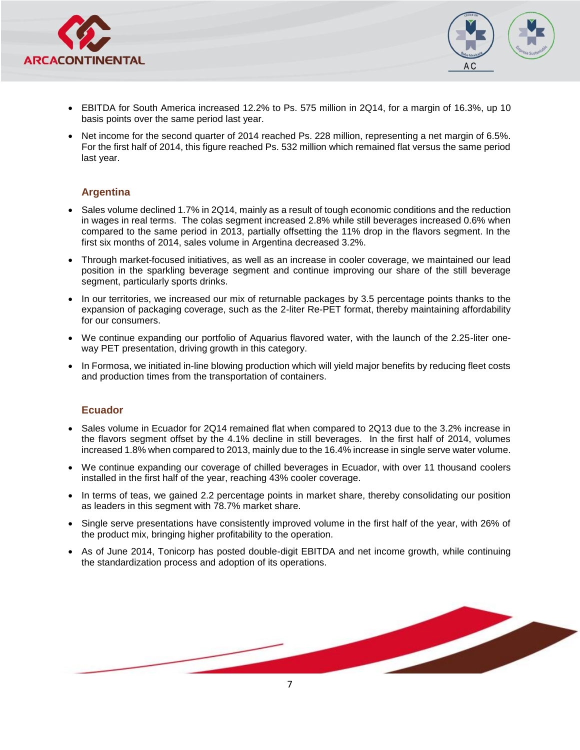- EBITDA for South America increased 12.2% to Ps. 575 million in 2Q14, for a margin of 16.3%, up 10 basis points over the same period last year.
- Net income for the second quarter of 2014 reached Ps. 228 million, representing a net margin of 6.5%. For the first half of 2014, this figure reached Ps. 532 million which remained flat versus the same period last year.

### Argentina

- Sales volume declined 1.7% in 2Q14, mainly as a result of tough economic conditions and the reduction in wages in real terms. The colas segment increased 2.8% while still beverages increased 0.6% when compared to the same period in 2013, partially offsetting the 11% drop in the flavors segment. In the first six months of 2014, sales volume in Argentina decreased 3.2%.
- Through market-focused initiatives, as well as an increase in cooler coverage, we maintained our lead position in the sparkling beverage segment and continue improving our share of the still beverage segment, particularly sports drinks.
- In our territories, we increased our mix of returnable packages by 3.5 percentage points thanks to the expansion of packaging coverage, such as the 2-liter Re-PET format, thereby maintaining affordability for our consumers.
- We continue expanding our portfolio of Aquarius flavored water, with the launch of the 2.25-liter one-way PET presentation, driving growth in this category.
- In Formosa, we initiated in-line blowing production which will yield major benefits by reducing fleet costs and production times from the transportation of containers.

### Ecuador

- Sales volume in Ecuador for 2Q14 remained flat when compared to 2Q13 due to the 3.2% increase in the flavors segment offset by the 4.1% decline in still beverages. In the first half of 2014, volumes increased 1.8% when compared to 2013, mainly due to the 16.4% increase in single serve water volume.
- We continue expanding our coverage of chilled beverages in Ecuador, with over 11 thousand coolers installed in the first half of the year, reaching 43% cooler coverage.
- In terms of teas, we gained 2.2 percentage points in market share, thereby consolidating our position as leaders in this segment with 78.7% market share.
- Single serve presentations have consistently improved volume in the first half of the year, with 26% of the product mix, bringing higher profitability to the operation.
- As of June 2014, Tonicorp has posted double-digit EBITDA and net income growth, while continuing the standardization process and adoption of its operations.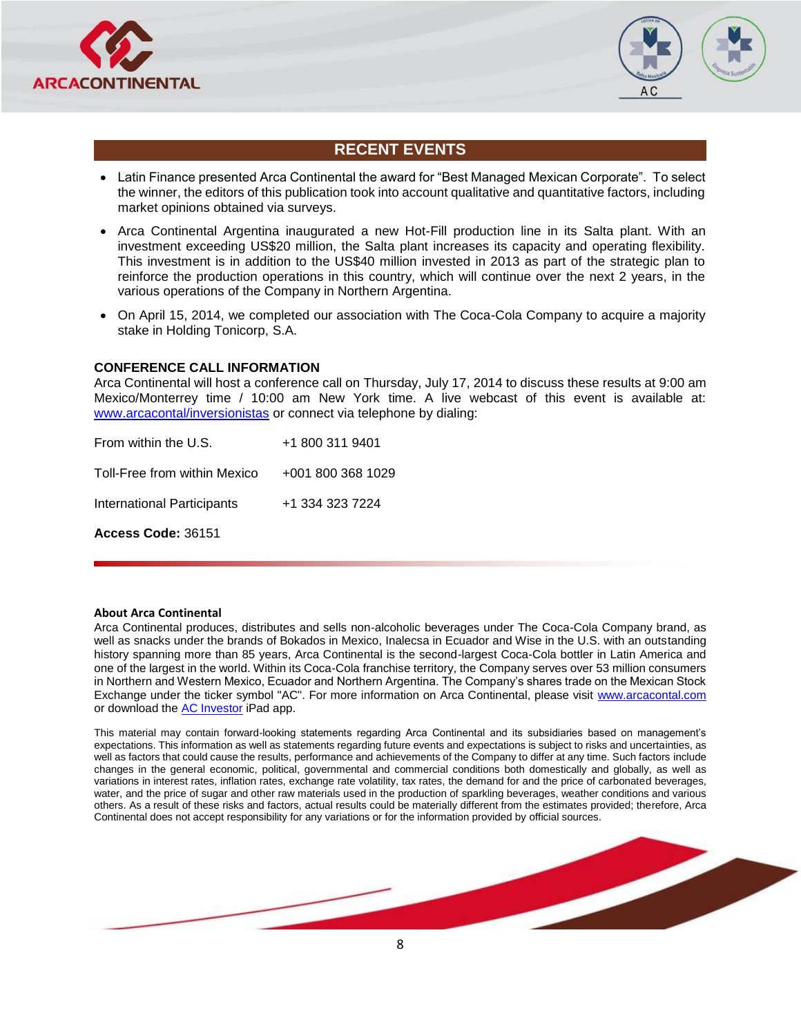## RECENT EVENTS

- Latin Finance presented Arca Continental the award for “Best Managed Mexican Corporate”. To select the winner, the editors of this publication took into account qualitative and quantitative factors, including market opinions obtained via surveys.
- Arca Continental Argentina inaugurated a new Hot-Fill production line in its Salta plant. With an investment exceeding US$20 million, the Salta plant increases its capacity and operating flexibility. This investment is in addition to the US$40 million invested in 2013 as part of the strategic plan to reinforce the production operations in this country, which will continue over the next 2 years, in the various operations of the Company in Northern Argentina.
- On April 15, 2014, we completed our association with The Coca-Cola Company to acquire a majority stake in Holding Tonicorp, S.A.

**CONFERENCE CALL INFORMATION**

Arca Continental will host a conference call on Thursday, July 17, 2014 to discuss these results at 9:00 am Mexico/Monterrey time / 10:00 am New York time. A live webcast of this event is available at: www.arcacontal/inversionistas or connect via telephone by dialing:

| | |
|---|---|
| From within the U.S. | +1 800 311 9401 |
| Toll-Free from within Mexico | +001 800 368 1029 |
| International Participants | +1 334 323 7224 |

**Access Code:** 36151

**About Arca Continental**

Arca Continental produces, distributes and sells non-alcoholic beverages under The Coca-Cola Company brand, as well as snacks under the brands of Bokados in Mexico, Inalecsa in Ecuador and Wise in the U.S. with an outstanding history spanning more than 85 years, Arca Continental is the second-largest Coca-Cola bottler in Latin America and one of the largest in the world. Within its Coca-Cola franchise territory, the Company serves over 53 million consumers in Northern and Western Mexico, Ecuador and Northern Argentina. The Company’s shares trade on the Mexican Stock Exchange under the ticker symbol "AC". For more information on Arca Continental, please visit www.arcacontal.com or download the AC Investor iPad app.

This material may contain forward-looking statements regarding Arca Continental and its subsidiaries based on management’s expectations. This information as well as statements regarding future events and expectations is subject to risks and uncertainties, as well as factors that could cause the results, performance and achievements of the Company to differ at any time. Such factors include changes in the general economic, political, governmental and commercial conditions both domestically and globally, as well as variations in interest rates, inflation rates, exchange rate volatility, tax rates, the demand for and the price of carbonated beverages, water, and the price of sugar and other raw materials used in the production of sparkling beverages, weather conditions and various others. As a result of these risks and factors, actual results could be materially different from the estimates provided; therefore, Arca Continental does not accept responsibility for any variations or for the information provided by official sources.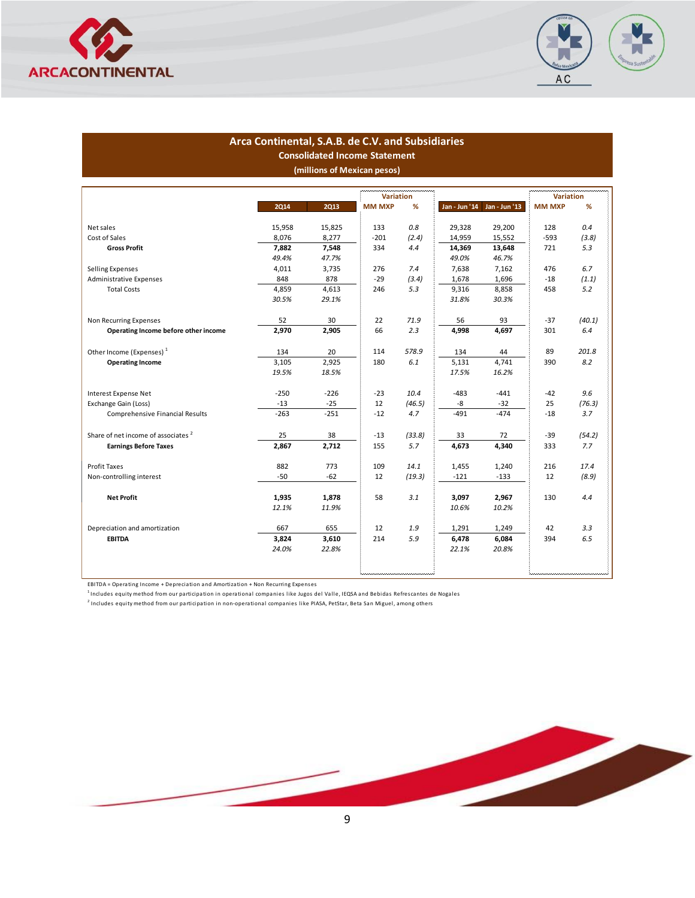## Arca Continental, S.A.B. de C.V. and Subsidiaries

### Consolidated Income Statement

**(millions of Mexican pesos)**

| | 2Q14 | 2Q13 | Variation MM MXP | Variation % | Jan - Jun '14 | Jan - Jun '13 | Variation MM MXP | Variation % |
|---|---|---|---|---|---|---|---|---|
| Net sales | 15,958 | 15,825 | 133 | *0.8* | 29,328 | 29,200 | 128 | *0.4* |
| Cost of Sales | 8,076 | 8,277 | -201 | *(2.4)* | 14,959 | 15,552 | -593 | *(3.8)* |
| **Gross Profit** | **7,882** | **7,548** | 334 | *4.4* | **14,369** | **13,648** | 721 | *5.3* |
| | *49.4%* | *47.7%* | | | *49.0%* | *46.7%* | | |
| Selling Expenses | 4,011 | 3,735 | 276 | *7.4* | 7,638 | 7,162 | 476 | *6.7* |
| Administrative Expenses | 848 | 878 | -29 | *(3.4)* | 1,678 | 1,696 | -18 | *(1.1)* |
| Total Costs | 4,859 | 4,613 | 246 | *5.3* | 9,316 | 8,858 | 458 | *5.2* |
| | *30.5%* | *29.1%* | | | *31.8%* | *30.3%* | | |
| Non Recurring Expenses | 52 | 30 | 22 | *71.9* | 56 | 93 | -37 | *(40.1)* |
| **Operating Income before other income** | **2,970** | **2,905** | 66 | *2.3* | **4,998** | **4,697** | 301 | *6.4* |
| Other Income (Expenses) [1] | 134 | 20 | 114 | *578.9* | 134 | 44 | 89 | *201.8* |
| **Operating Income** | 3,105 | 2,925 | 180 | *6.1* | 5,131 | 4,741 | 390 | *8.2* |
| | *19.5%* | *18.5%* | | | *17.5%* | *16.2%* | | |
| Interest Expense Net | -250 | -226 | -23 | *10.4* | -483 | -441 | -42 | *9.6* |
| Exchange Gain (Loss) | -13 | -25 | 12 | *(46.5)* | -8 | -32 | 25 | *(76.3)* |
| Comprehensive Financial Results | -263 | -251 | -12 | *4.7* | -491 | -474 | -18 | *3.7* |
| Share of net income of associates [2] | 25 | 38 | -13 | *(33.8)* | 33 | 72 | -39 | *(54.2)* |
| **Earnings Before Taxes** | **2,867** | **2,712** | 155 | *5.7* | **4,673** | **4,340** | 333 | *7.7* |
| Profit Taxes | 882 | 773 | 109 | *14.1* | 1,455 | 1,240 | 216 | *17.4* |
| Non-controlling interest | -50 | -62 | 12 | *(19.3)* | -121 | -133 | 12 | *(8.9)* |
| **Net Profit** | **1,935** | **1,878** | 58 | *3.1* | **3,097** | **2,967** | 130 | *4.4* |
| | *12.1%* | *11.9%* | | | *10.6%* | *10.2%* | | |
| Depreciation and amortization | 667 | 655 | 12 | *1.9* | 1,291 | 1,249 | 42 | *3.3* |
| **EBITDA** | **3,824** | **3,610** | 214 | *5.9* | **6,478** | **6,084** | 394 | *6.5* |
| | *24.0%* | *22.8%* | | | *22.1%* | *20.8%* | | |

EBITDA = Operating Income + Depreciation and Amortization + Non Recurring Expenses

[1] Includes equity method from our participation in operational companies like Jugos del Valle, IEQSA and Bebidas Refrescantes de Nogales

[2] Includes equity method from our participation in non-operational companies like PIASA, PetStar, Beta San Miguel, among others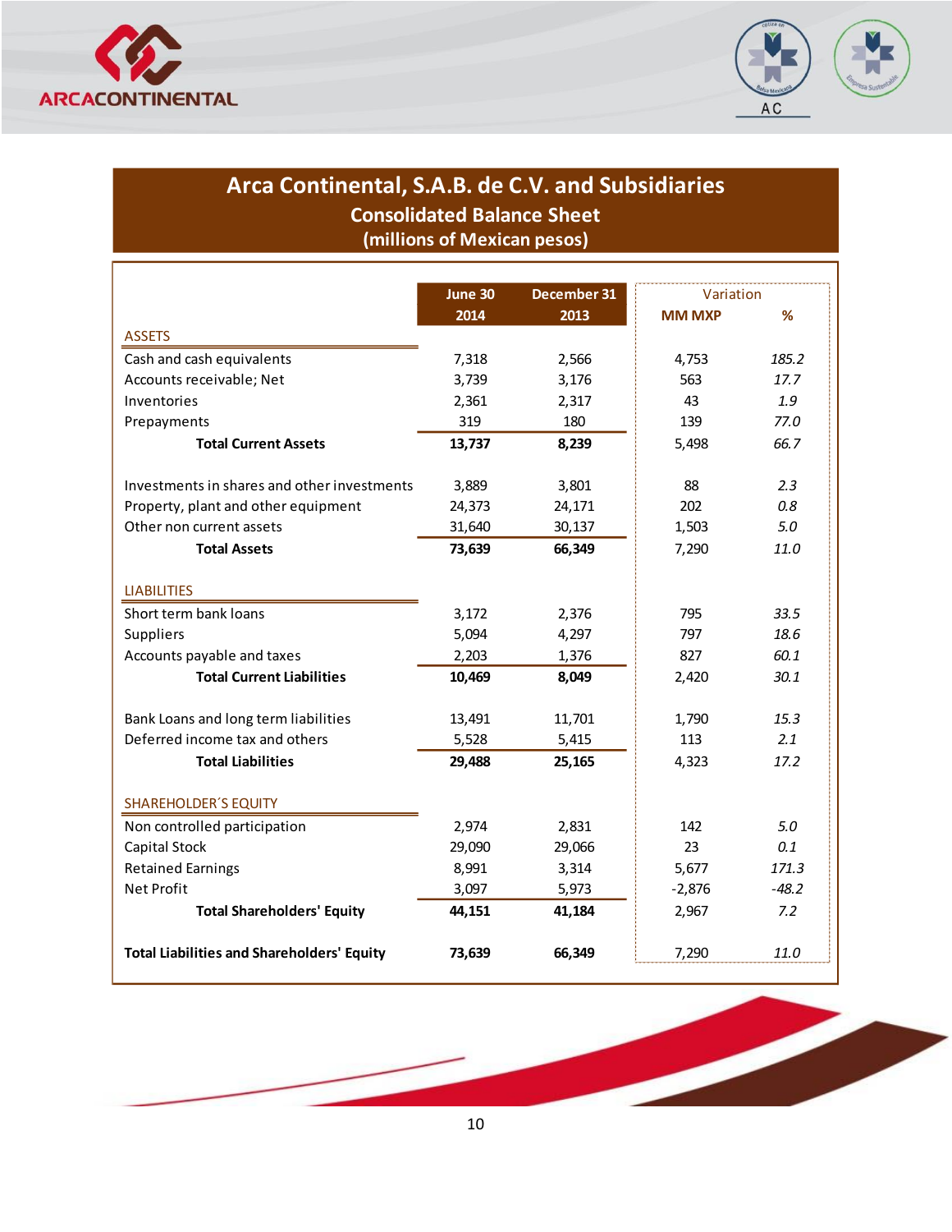# Arca Continental, S.A.B. de C.V. and Subsidiaries

## Consolidated Balance Sheet

### (millions of Mexican pesos)

| | June 30 2014 | December 31 2013 | Variation MM MXP | Variation % |
|---|---|---|---|---|
| **ASSETS** | | | | |
| Cash and cash equivalents | 7,318 | 2,566 | 4,753 | *185.2* |
| Accounts receivable; Net | 3,739 | 3,176 | 563 | *17.7* |
| Inventories | 2,361 | 2,317 | 43 | *1.9* |
| Prepayments | 319 | 180 | 139 | *77.0* |
| **Total Current Assets** | **13,737** | **8,239** | 5,498 | *66.7* |
| Investments in shares and other investments | 3,889 | 3,801 | 88 | *2.3* |
| Property, plant and other equipment | 24,373 | 24,171 | 202 | *0.8* |
| Other non current assets | 31,640 | 30,137 | 1,503 | *5.0* |
| **Total Assets** | **73,639** | **66,349** | 7,290 | *11.0* |
| **LIABILITIES** | | | | |
| Short term bank loans | 3,172 | 2,376 | 795 | *33.5* |
| Suppliers | 5,094 | 4,297 | 797 | *18.6* |
| Accounts payable and taxes | 2,203 | 1,376 | 827 | *60.1* |
| **Total Current Liabilities** | **10,469** | **8,049** | 2,420 | *30.1* |
| Bank Loans and long term liabilities | 13,491 | 11,701 | 1,790 | *15.3* |
| Deferred income tax and others | 5,528 | 5,415 | 113 | *2.1* |
| **Total Liabilities** | **29,488** | **25,165** | 4,323 | *17.2* |
| **SHAREHOLDER´S EQUITY** | | | | |
| Non controlled participation | 2,974 | 2,831 | 142 | *5.0* |
| Capital Stock | 29,090 | 29,066 | 23 | *0.1* |
| Retained Earnings | 8,991 | 3,314 | 5,677 | *171.3* |
| Net Profit | 3,097 | 5,973 | -2,876 | *-48.2* |
| **Total Shareholders' Equity** | **44,151** | **41,184** | 2,967 | *7.2* |
| **Total Liabilities and Shareholders' Equity** | **73,639** | **66,349** | 7,290 | *11.0* |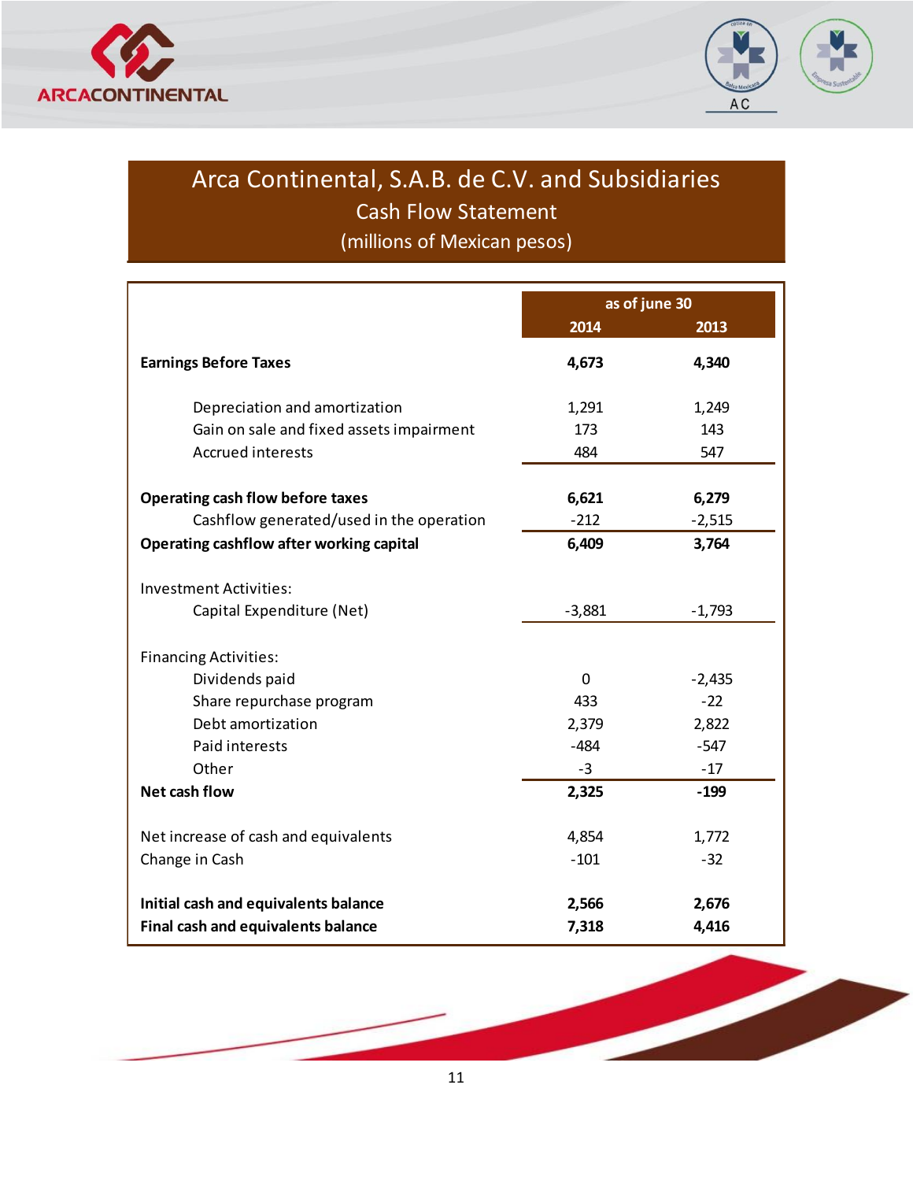# Arca Continental, S.A.B. de C.V. and Subsidiaries

## Cash Flow Statement

(millions of Mexican pesos)

| | as of june 30 | |
|---|---|---|
| | **2014** | **2013** |
| **Earnings Before Taxes** | **4,673** | **4,340** |
| Depreciation and amortization | 1,291 | 1,249 |
| Gain on sale and fixed assets impairment | 173 | 143 |
| Accrued interests | 484 | 547 |
| **Operating cash flow before taxes** | **6,621** | **6,279** |
| Cashflow generated/used in the operation | -212 | -2,515 |
| **Operating cashflow after working capital** | **6,409** | **3,764** |
| Investment Activities: | | |
| Capital Expenditure (Net) | -3,881 | -1,793 |
| Financing Activities: | | |
| Dividends paid | 0 | -2,435 |
| Share repurchase program | 433 | -22 |
| Debt amortization | 2,379 | 2,822 |
| Paid interests | -484 | -547 |
| Other | -3 | -17 |
| **Net cash flow** | **2,325** | **-199** |
| Net increase of cash and equivalents | 4,854 | 1,772 |
| Change in Cash | -101 | -32 |
| **Initial cash and equivalents balance** | **2,566** | **2,676** |
| **Final cash and equivalents balance** | **7,318** | **4,416** |